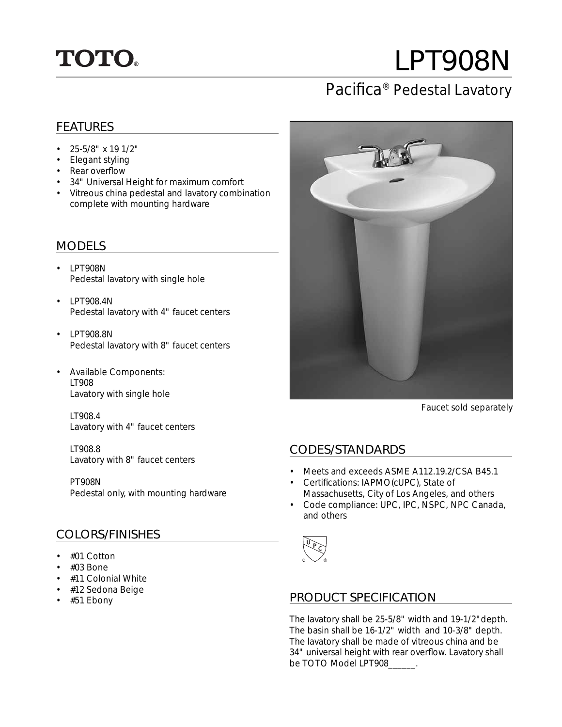# TOTO®

# LPT908N

## Pacifica® Pedestal Lavatory

### FEATURES

- 25-5/8" x 19 1/2"
- Elegant styling
- Rear overflow
- 34" Universal Height for maximum comfort
- Vitreous china pedestal and lavatory combination complete with mounting hardware

### MODELS

- LPT908N
  Pedestal lavatory with single hole
- LPT908.4N
  Pedestal lavatory with 4" faucet centers
- LPT908.8N
  Pedestal lavatory with 8" faucet centers
- Available Components:
  LT908
  Lavatory with single hole

  LT908.4
  Lavatory with 4" faucet centers

  LT908.8
  Lavatory with 8" faucet centers

  PT908N
  Pedestal only, with mounting hardware

### COLORS/FINISHES

- #01 Cotton
- #03 Bone
- #11 Colonial White
- #12 Sedona Beige
- #51 Ebony

Faucet sold separately

### CODES/STANDARDS

- Meets and exceeds ASME A112.19.2/CSA B45.1
- Certifications: IAPMO(cUPC), State of Massachusetts, City of Los Angeles, and others
- Code compliance: UPC, IPC, NSPC, NPC Canada, and others

### PRODUCT SPECIFICATION

The lavatory shall be 25-5/8" width and 19-1/2" depth. The basin shall be 16-1/2" width and 10-3/8" depth. The lavatory shall be made of vitreous china and be 34" universal height with rear overflow. Lavatory shall be TOTO Model LPT908______.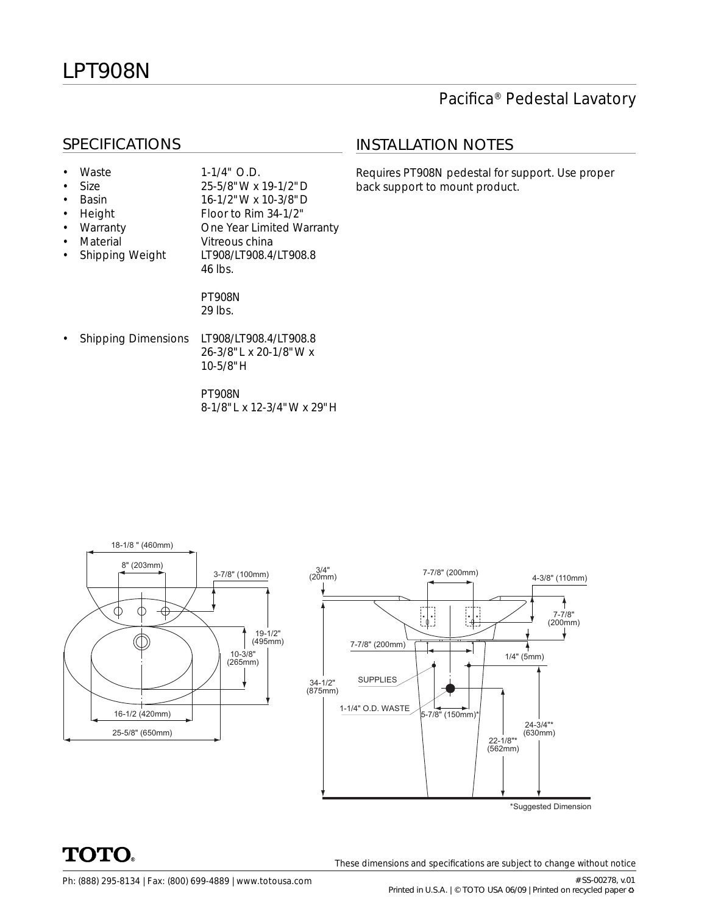// LPT908N

## Pacifica® Pedestal Lavatory

## SPECIFICATIONS

| | |
|---|---|
| • Waste | 1-1/4" O.D. |
| • Size | 25-5/8" W x 19-1/2" D |
| • Basin | 16-1/2" W x 10-3/8" D |
| • Height | Floor to Rim 34-1/2" |
| • Warranty | One Year Limited Warranty |
| • Material | Vitreous china |
| • Shipping Weight | LT908/LT908.4/LT908.8<br>46 lbs.<br><br>PT908N<br>29 lbs. |
| • Shipping Dimensions | LT908/LT908.4/LT908.8<br>26-3/8" L x 20-1/8" W x 10-5/8" H<br><br>PT908N<br>8-1/8" L x 12-3/4" W x 29" H |

## INSTALLATION NOTES

Requires PT908N pedestal for support. Use proper back support to mount product.

18-1/8 " (460mm)
8" (203mm)
3-7/8" (100mm)
19-1/2" (495mm)
10-3/8" (265mm)
16-1/2 (420mm)
25-5/8" (650mm)

3/4" (20mm)
7-7/8" (200mm)
4-3/8" (110mm)
7-7/8" (200mm)
7-7/8" (200mm)
1/4" (5mm)
SUPPLIES
34-1/2" (875mm)
1-1/4" O.D. WASTE
5-7/8" (150mm)*
24-3/4"* (630mm)
22-1/8"* (562mm)

*Suggested Dimension

**TOTO**®

These dimensions and specifications are subject to change without notice

Ph: (888) 295-8134 | Fax: (800) 699-4889 | www.totousa.com

# SS-00278, v.01
Printed in U.S.A. | © TOTO USA 06/09 | Printed on recycled paper ♻